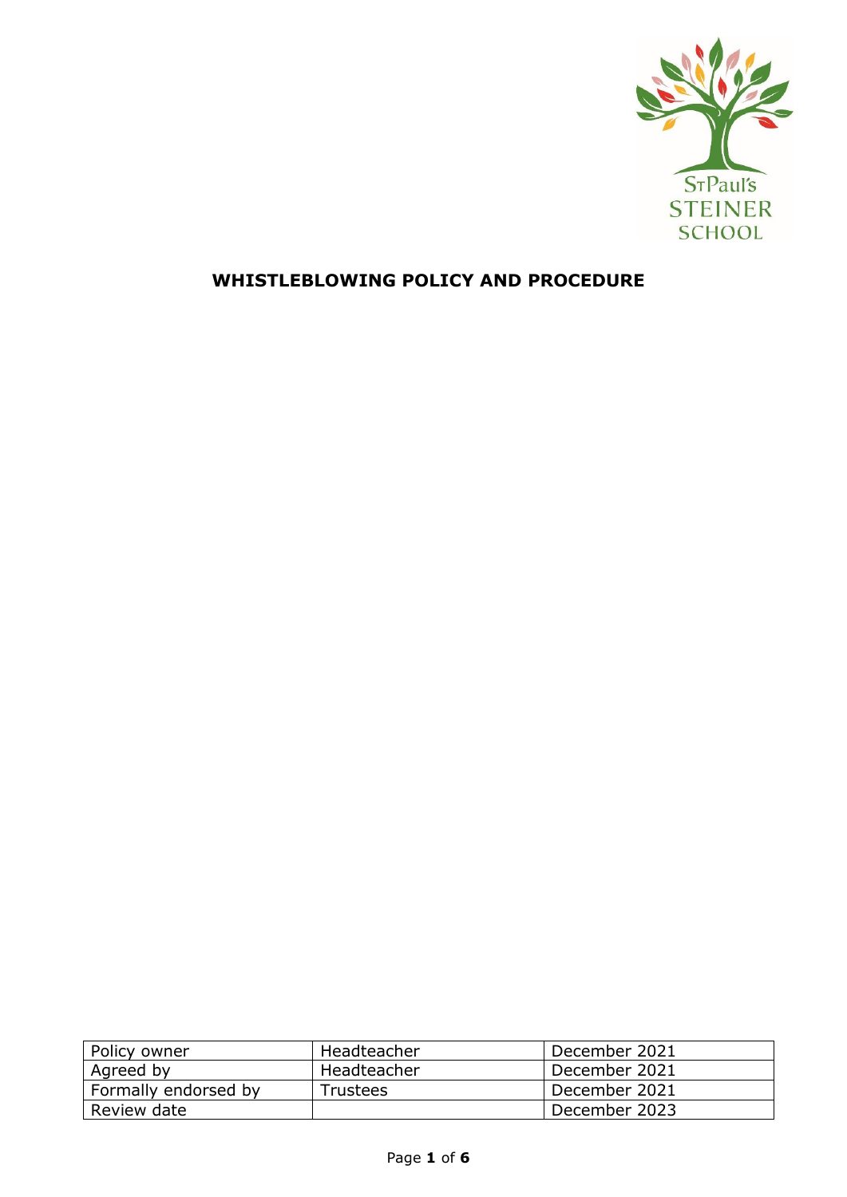# WHISTLEBLOWING POLICY AND PROCEDURE

| Policy owner | Headteacher | December 2021 |
|---|---|---|
| Agreed by | Headteacher | December 2021 |
| Formally endorsed by | Trustees | December 2021 |
| Review date | | December 2023 |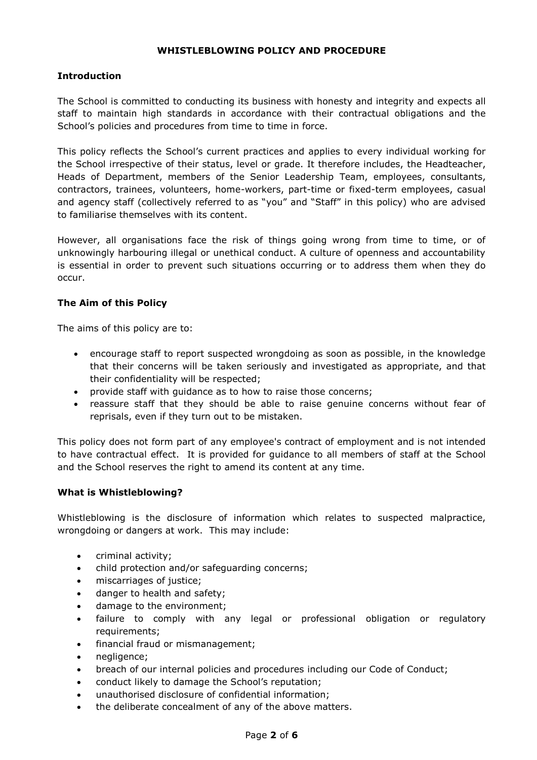# WHISTLEBLOWING POLICY AND PROCEDURE

## Introduction

The School is committed to conducting its business with honesty and integrity and expects all staff to maintain high standards in accordance with their contractual obligations and the School's policies and procedures from time to time in force.

This policy reflects the School's current practices and applies to every individual working for the School irrespective of their status, level or grade. It therefore includes, the Headteacher, Heads of Department, members of the Senior Leadership Team, employees, consultants, contractors, trainees, volunteers, home-workers, part-time or fixed-term employees, casual and agency staff (collectively referred to as "you" and "Staff" in this policy) who are advised to familiarise themselves with its content.

However, all organisations face the risk of things going wrong from time to time, or of unknowingly harbouring illegal or unethical conduct. A culture of openness and accountability is essential in order to prevent such situations occurring or to address them when they do occur.

## The Aim of this Policy

The aims of this policy are to:

- encourage staff to report suspected wrongdoing as soon as possible, in the knowledge that their concerns will be taken seriously and investigated as appropriate, and that their confidentiality will be respected;
- provide staff with guidance as to how to raise those concerns;
- reassure staff that they should be able to raise genuine concerns without fear of reprisals, even if they turn out to be mistaken.

This policy does not form part of any employee's contract of employment and is not intended to have contractual effect. It is provided for guidance to all members of staff at the School and the School reserves the right to amend its content at any time.

## What is Whistleblowing?

Whistleblowing is the disclosure of information which relates to suspected malpractice, wrongdoing or dangers at work. This may include:

- criminal activity;
- child protection and/or safeguarding concerns;
- miscarriages of justice;
- danger to health and safety;
- damage to the environment;
- failure to comply with any legal or professional obligation or regulatory requirements;
- financial fraud or mismanagement;
- negligence;
- breach of our internal policies and procedures including our Code of Conduct;
- conduct likely to damage the School's reputation;
- unauthorised disclosure of confidential information;
- the deliberate concealment of any of the above matters.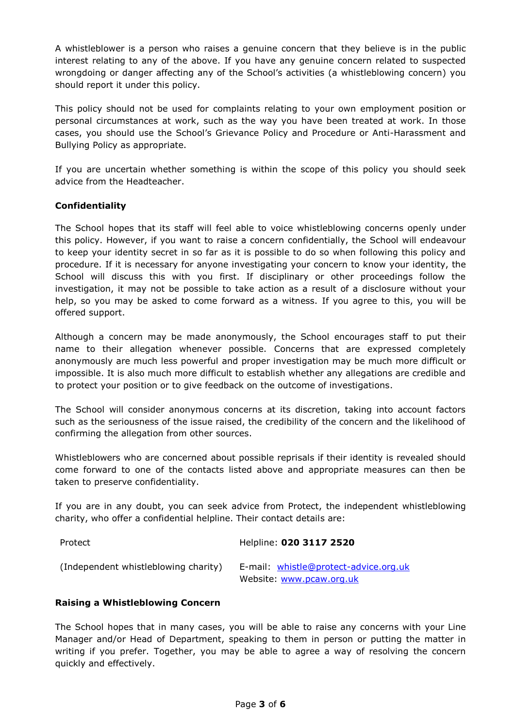A whistleblower is a person who raises a genuine concern that they believe is in the public interest relating to any of the above. If you have any genuine concern related to suspected wrongdoing or danger affecting any of the School's activities (a whistleblowing concern) you should report it under this policy.

This policy should not be used for complaints relating to your own employment position or personal circumstances at work, such as the way you have been treated at work. In those cases, you should use the School's Grievance Policy and Procedure or Anti-Harassment and Bullying Policy as appropriate.

If you are uncertain whether something is within the scope of this policy you should seek advice from the Headteacher.

**Confidentiality**

The School hopes that its staff will feel able to voice whistleblowing concerns openly under this policy. However, if you want to raise a concern confidentially, the School will endeavour to keep your identity secret in so far as it is possible to do so when following this policy and procedure. If it is necessary for anyone investigating your concern to know your identity, the School will discuss this with you first. If disciplinary or other proceedings follow the investigation, it may not be possible to take action as a result of a disclosure without your help, so you may be asked to come forward as a witness. If you agree to this, you will be offered support.

Although a concern may be made anonymously, the School encourages staff to put their name to their allegation whenever possible. Concerns that are expressed completely anonymously are much less powerful and proper investigation may be much more difficult or impossible. It is also much more difficult to establish whether any allegations are credible and to protect your position or to give feedback on the outcome of investigations.

The School will consider anonymous concerns at its discretion, taking into account factors such as the seriousness of the issue raised, the credibility of the concern and the likelihood of confirming the allegation from other sources.

Whistleblowers who are concerned about possible reprisals if their identity is revealed should come forward to one of the contacts listed above and appropriate measures can then be taken to preserve confidentiality.

If you are in any doubt, you can seek advice from Protect, the independent whistleblowing charity, who offer a confidential helpline. Their contact details are:

| | |
|---|---|
| Protect | Helpline: **020 3117 2520** |
| (Independent whistleblowing charity) | E-mail: whistle@protect-advice.org.uk<br>Website: www.pcaw.org.uk |

**Raising a Whistleblowing Concern**

The School hopes that in many cases, you will be able to raise any concerns with your Line Manager and/or Head of Department, speaking to them in person or putting the matter in writing if you prefer. Together, you may be able to agree a way of resolving the concern quickly and effectively.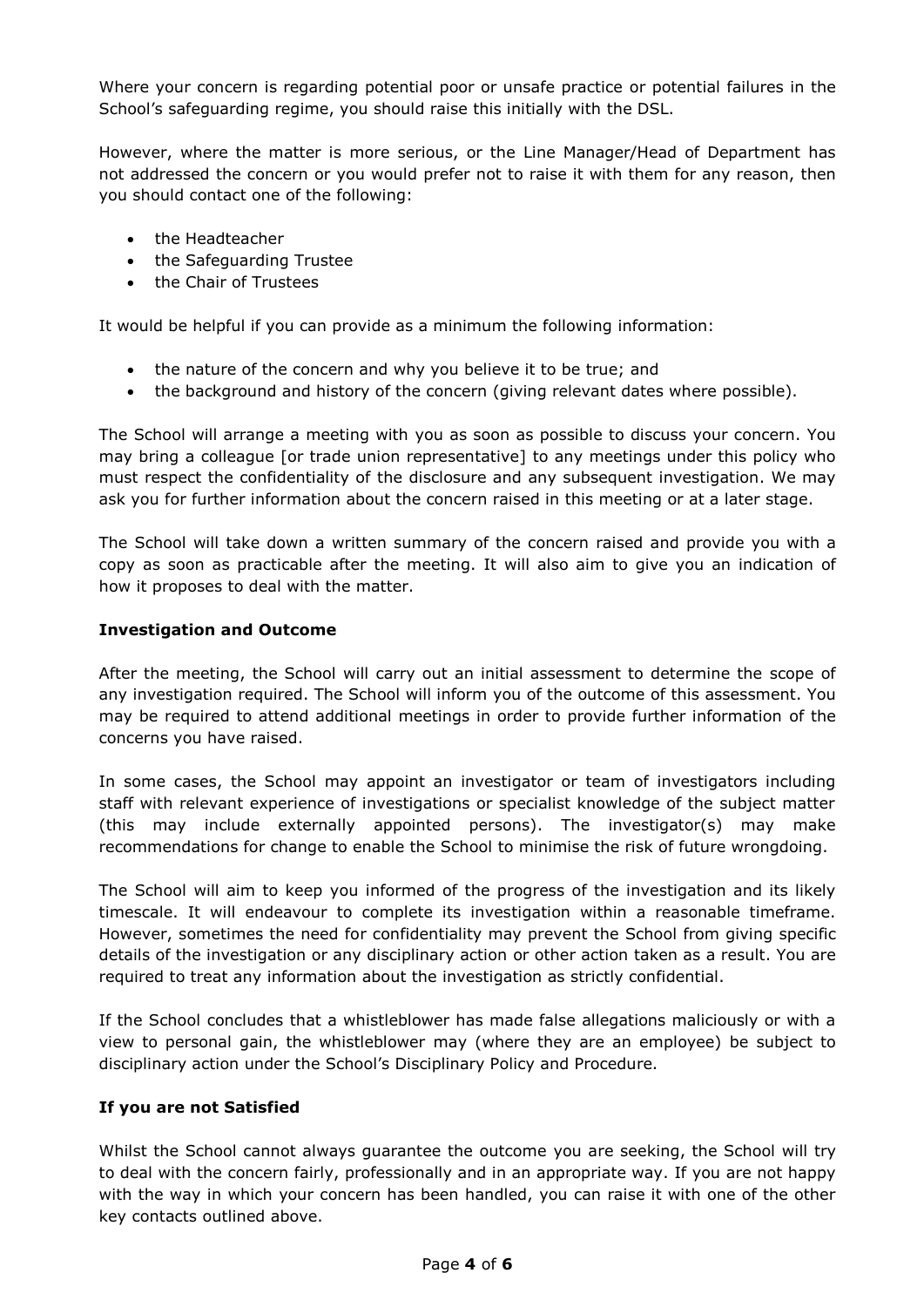Where your concern is regarding potential poor or unsafe practice or potential failures in the School's safeguarding regime, you should raise this initially with the DSL.

However, where the matter is more serious, or the Line Manager/Head of Department has not addressed the concern or you would prefer not to raise it with them for any reason, then you should contact one of the following:

- the Headteacher
- the Safeguarding Trustee
- the Chair of Trustees

It would be helpful if you can provide as a minimum the following information:

- the nature of the concern and why you believe it to be true; and
- the background and history of the concern (giving relevant dates where possible).

The School will arrange a meeting with you as soon as possible to discuss your concern. You may bring a colleague [or trade union representative] to any meetings under this policy who must respect the confidentiality of the disclosure and any subsequent investigation. We may ask you for further information about the concern raised in this meeting or at a later stage.

The School will take down a written summary of the concern raised and provide you with a copy as soon as practicable after the meeting. It will also aim to give you an indication of how it proposes to deal with the matter.

**Investigation and Outcome**

After the meeting, the School will carry out an initial assessment to determine the scope of any investigation required. The School will inform you of the outcome of this assessment. You may be required to attend additional meetings in order to provide further information of the concerns you have raised.

In some cases, the School may appoint an investigator or team of investigators including staff with relevant experience of investigations or specialist knowledge of the subject matter (this may include externally appointed persons). The investigator(s) may make recommendations for change to enable the School to minimise the risk of future wrongdoing.

The School will aim to keep you informed of the progress of the investigation and its likely timescale. It will endeavour to complete its investigation within a reasonable timeframe. However, sometimes the need for confidentiality may prevent the School from giving specific details of the investigation or any disciplinary action or other action taken as a result. You are required to treat any information about the investigation as strictly confidential.

If the School concludes that a whistleblower has made false allegations maliciously or with a view to personal gain, the whistleblower may (where they are an employee) be subject to disciplinary action under the School's Disciplinary Policy and Procedure.

**If you are not Satisfied**

Whilst the School cannot always guarantee the outcome you are seeking, the School will try to deal with the concern fairly, professionally and in an appropriate way. If you are not happy with the way in which your concern has been handled, you can raise it with one of the other key contacts outlined above.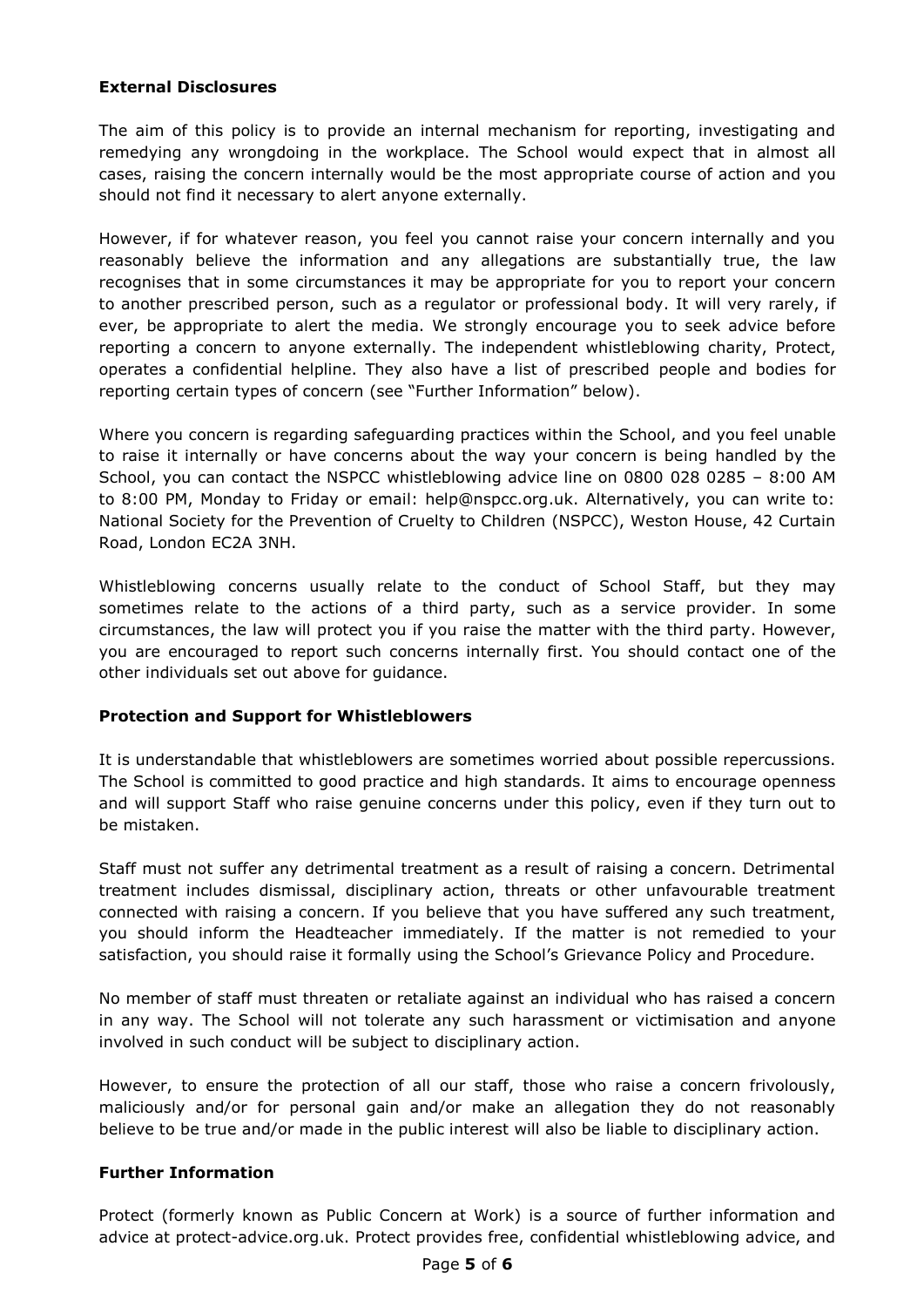**External Disclosures**

The aim of this policy is to provide an internal mechanism for reporting, investigating and remedying any wrongdoing in the workplace. The School would expect that in almost all cases, raising the concern internally would be the most appropriate course of action and you should not find it necessary to alert anyone externally.

However, if for whatever reason, you feel you cannot raise your concern internally and you reasonably believe the information and any allegations are substantially true, the law recognises that in some circumstances it may be appropriate for you to report your concern to another prescribed person, such as a regulator or professional body. It will very rarely, if ever, be appropriate to alert the media. We strongly encourage you to seek advice before reporting a concern to anyone externally. The independent whistleblowing charity, Protect, operates a confidential helpline. They also have a list of prescribed people and bodies for reporting certain types of concern (see "Further Information" below).

Where you concern is regarding safeguarding practices within the School, and you feel unable to raise it internally or have concerns about the way your concern is being handled by the School, you can contact the NSPCC whistleblowing advice line on 0800 028 0285 – 8:00 AM to 8:00 PM, Monday to Friday or email: help@nspcc.org.uk. Alternatively, you can write to: National Society for the Prevention of Cruelty to Children (NSPCC), Weston House, 42 Curtain Road, London EC2A 3NH.

Whistleblowing concerns usually relate to the conduct of School Staff, but they may sometimes relate to the actions of a third party, such as a service provider. In some circumstances, the law will protect you if you raise the matter with the third party. However, you are encouraged to report such concerns internally first. You should contact one of the other individuals set out above for guidance.

**Protection and Support for Whistleblowers**

It is understandable that whistleblowers are sometimes worried about possible repercussions. The School is committed to good practice and high standards. It aims to encourage openness and will support Staff who raise genuine concerns under this policy, even if they turn out to be mistaken.

Staff must not suffer any detrimental treatment as a result of raising a concern. Detrimental treatment includes dismissal, disciplinary action, threats or other unfavourable treatment connected with raising a concern. If you believe that you have suffered any such treatment, you should inform the Headteacher immediately. If the matter is not remedied to your satisfaction, you should raise it formally using the School's Grievance Policy and Procedure.

No member of staff must threaten or retaliate against an individual who has raised a concern in any way. The School will not tolerate any such harassment or victimisation and anyone involved in such conduct will be subject to disciplinary action.

However, to ensure the protection of all our staff, those who raise a concern frivolously, maliciously and/or for personal gain and/or make an allegation they do not reasonably believe to be true and/or made in the public interest will also be liable to disciplinary action.

**Further Information**

Protect (formerly known as Public Concern at Work) is a source of further information and advice at protect-advice.org.uk. Protect provides free, confidential whistleblowing advice, and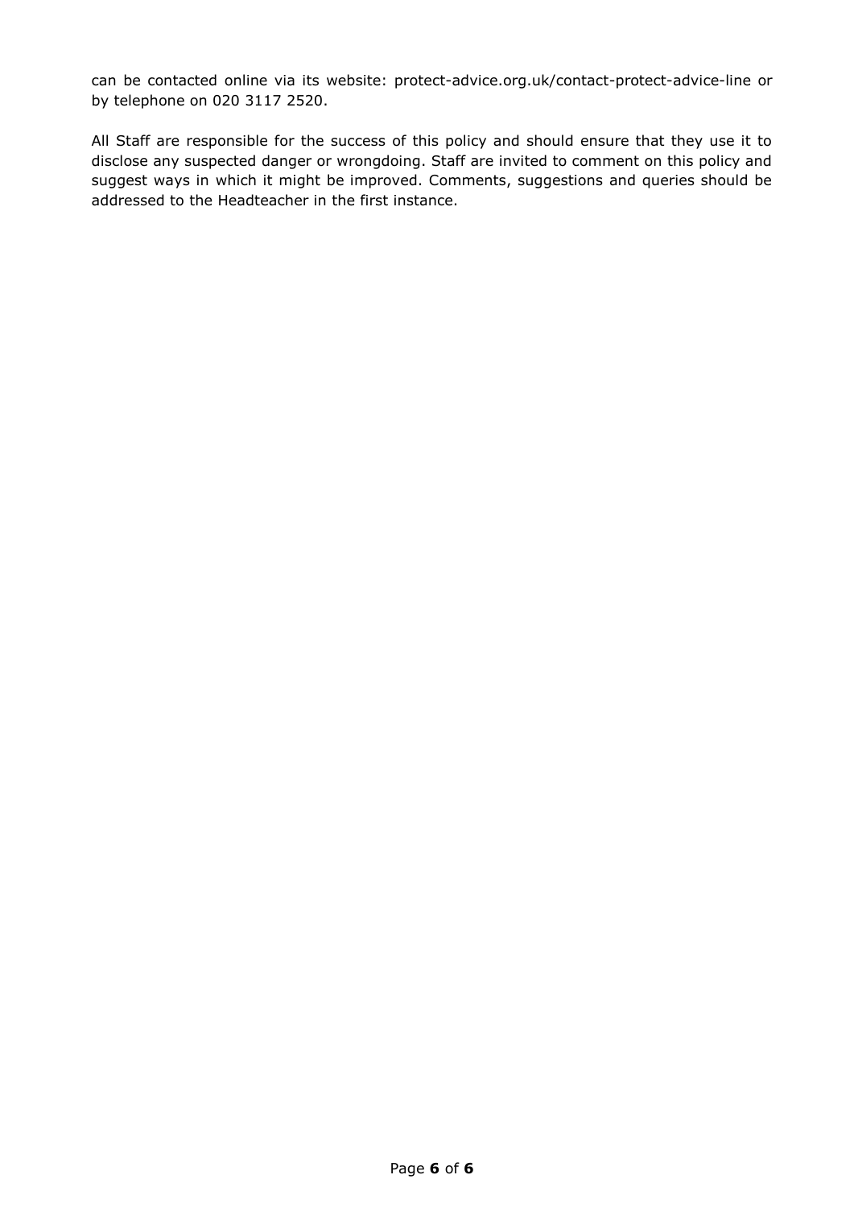can be contacted online via its website: protect-advice.org.uk/contact-protect-advice-line or by telephone on 020 3117 2520.

All Staff are responsible for the success of this policy and should ensure that they use it to disclose any suspected danger or wrongdoing. Staff are invited to comment on this policy and suggest ways in which it might be improved. Comments, suggestions and queries should be addressed to the Headteacher in the first instance.